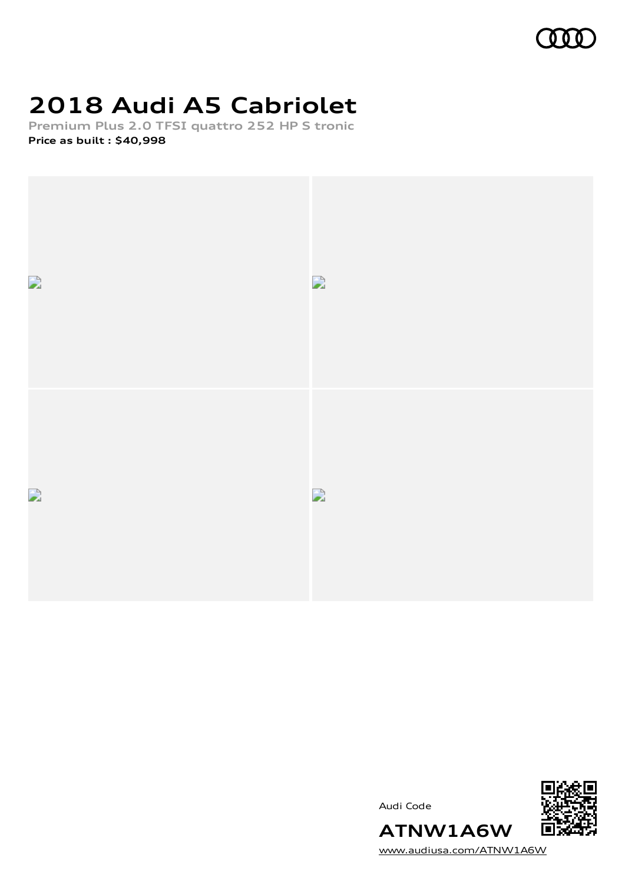# 2018 Audi A5 Cabriolet

**Premium Plus 2.0 TFSI quattro 252 HP S tronic**

**Price as built : $40,998**

Audi Code

**ATNW1A6W**

www.audiusa.com/ATNW1A6W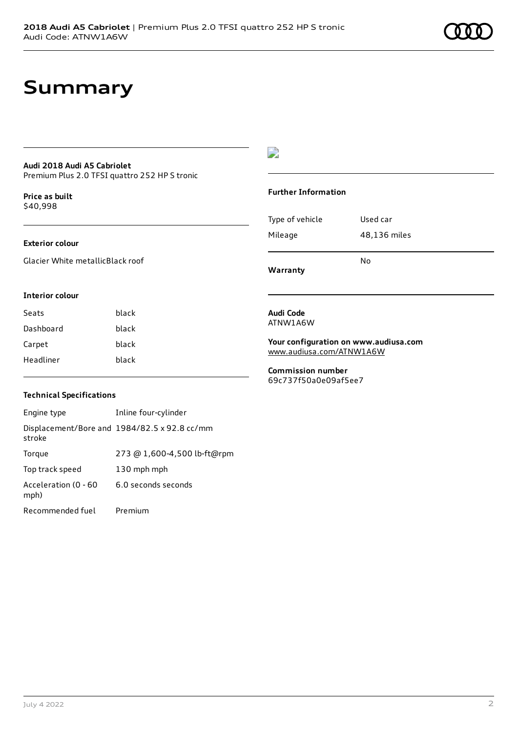# Summary

**Audi 2018 Audi A5 Cabriolet**
Premium Plus 2.0 TFSI quattro 252 HP S tronic

**Price as built**
$40,998

### Exterior colour

Glacier White metallicBlack roof

### Interior colour

| Seats | black |
| --- | --- |
| Dashboard | black |
| Carpet | black |
| Headliner | black |

### Technical Specifications

| Engine type | Inline four-cylinder |
| --- | --- |
| Displacement/Bore and stroke | 1984/82.5 x 92.8 cc/mm |
| Torque | 273 @ 1,600-4,500 lb-ft@rpm |
| Top track speed | 130 mph mph |
| Acceleration (0 - 60 mph) | 6.0 seconds seconds |
| Recommended fuel | Premium |

### Further Information

| Type of vehicle | Used car |
| --- | --- |
| Mileage | 48,136 miles |
| **Warranty** | No |

**Audi Code**
ATNW1A6W

**Your configuration on www.audiusa.com**
www.audiusa.com/ATNW1A6W

**Commission number**
69c737f50a0e09af5ee7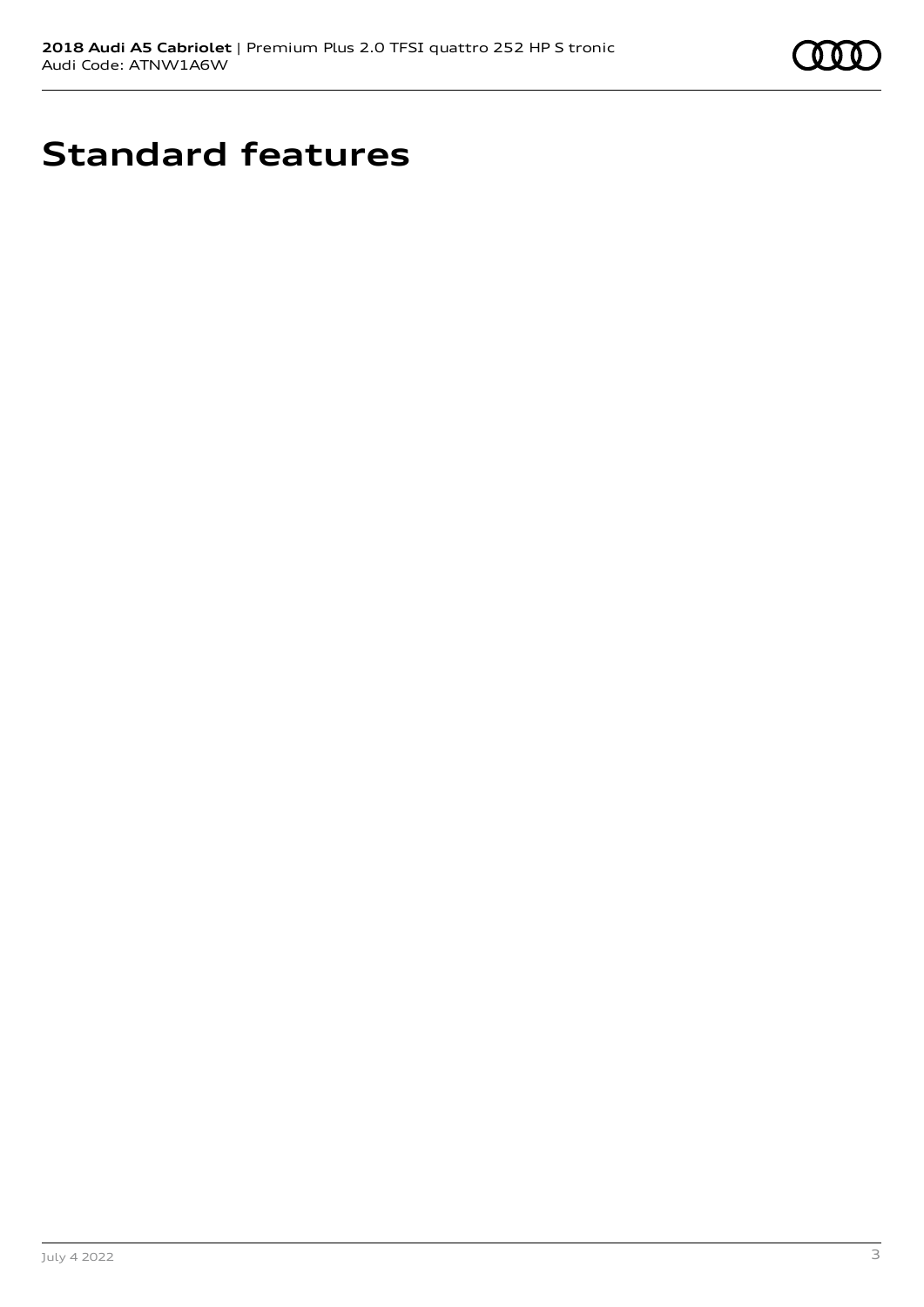# Standard features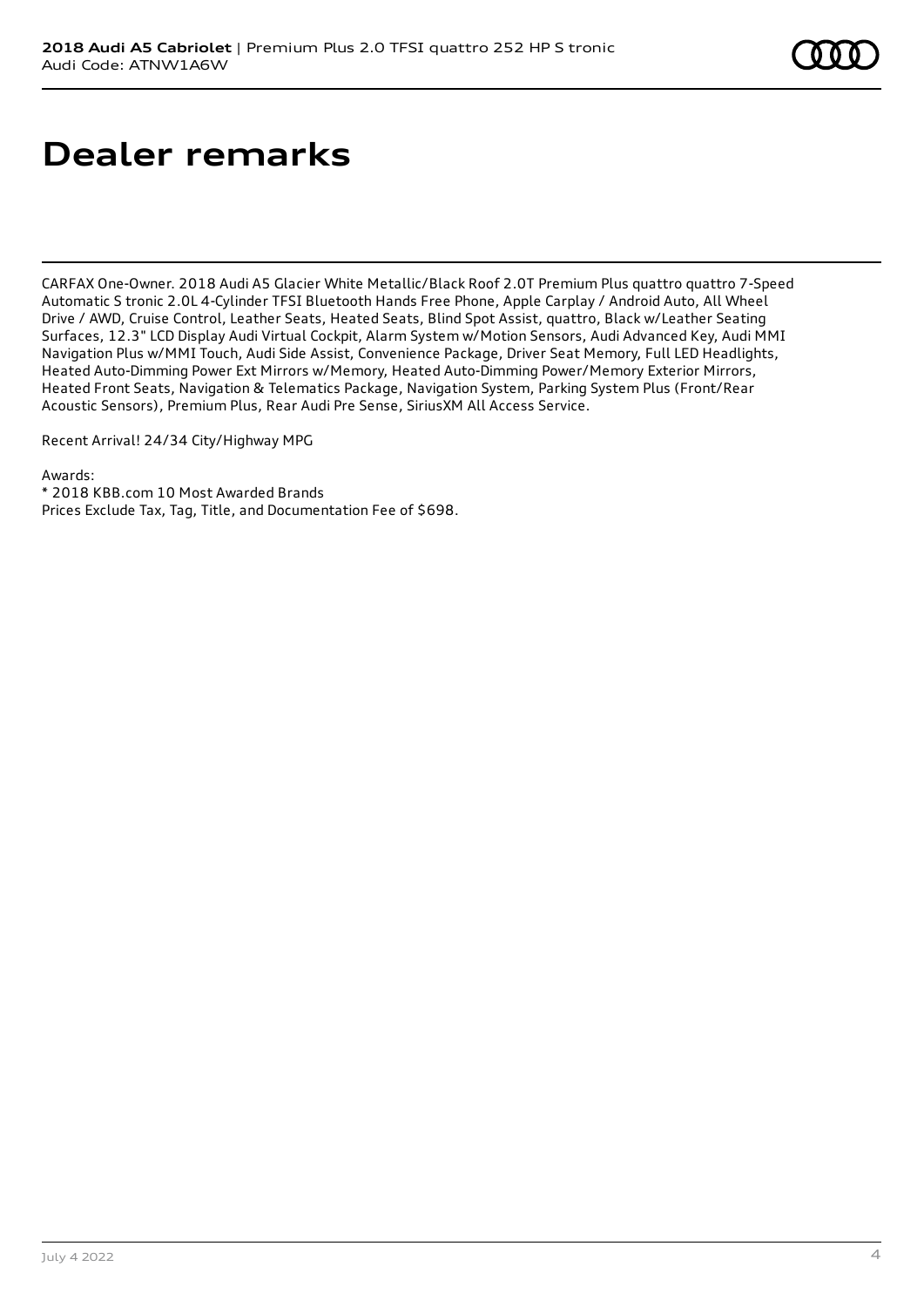# Dealer remarks

CARFAX One-Owner. 2018 Audi A5 Glacier White Metallic/Black Roof 2.0T Premium Plus quattro quattro 7-Speed Automatic S tronic 2.0L 4-Cylinder TFSI Bluetooth Hands Free Phone, Apple Carplay / Android Auto, All Wheel Drive / AWD, Cruise Control, Leather Seats, Heated Seats, Blind Spot Assist, quattro, Black w/Leather Seating Surfaces, 12.3" LCD Display Audi Virtual Cockpit, Alarm System w/Motion Sensors, Audi Advanced Key, Audi MMI Navigation Plus w/MMI Touch, Audi Side Assist, Convenience Package, Driver Seat Memory, Full LED Headlights, Heated Auto-Dimming Power Ext Mirrors w/Memory, Heated Auto-Dimming Power/Memory Exterior Mirrors, Heated Front Seats, Navigation & Telematics Package, Navigation System, Parking System Plus (Front/Rear Acoustic Sensors), Premium Plus, Rear Audi Pre Sense, SiriusXM All Access Service.

Recent Arrival! 24/34 City/Highway MPG

Awards:
* 2018 KBB.com 10 Most Awarded Brands
Prices Exclude Tax, Tag, Title, and Documentation Fee of $698.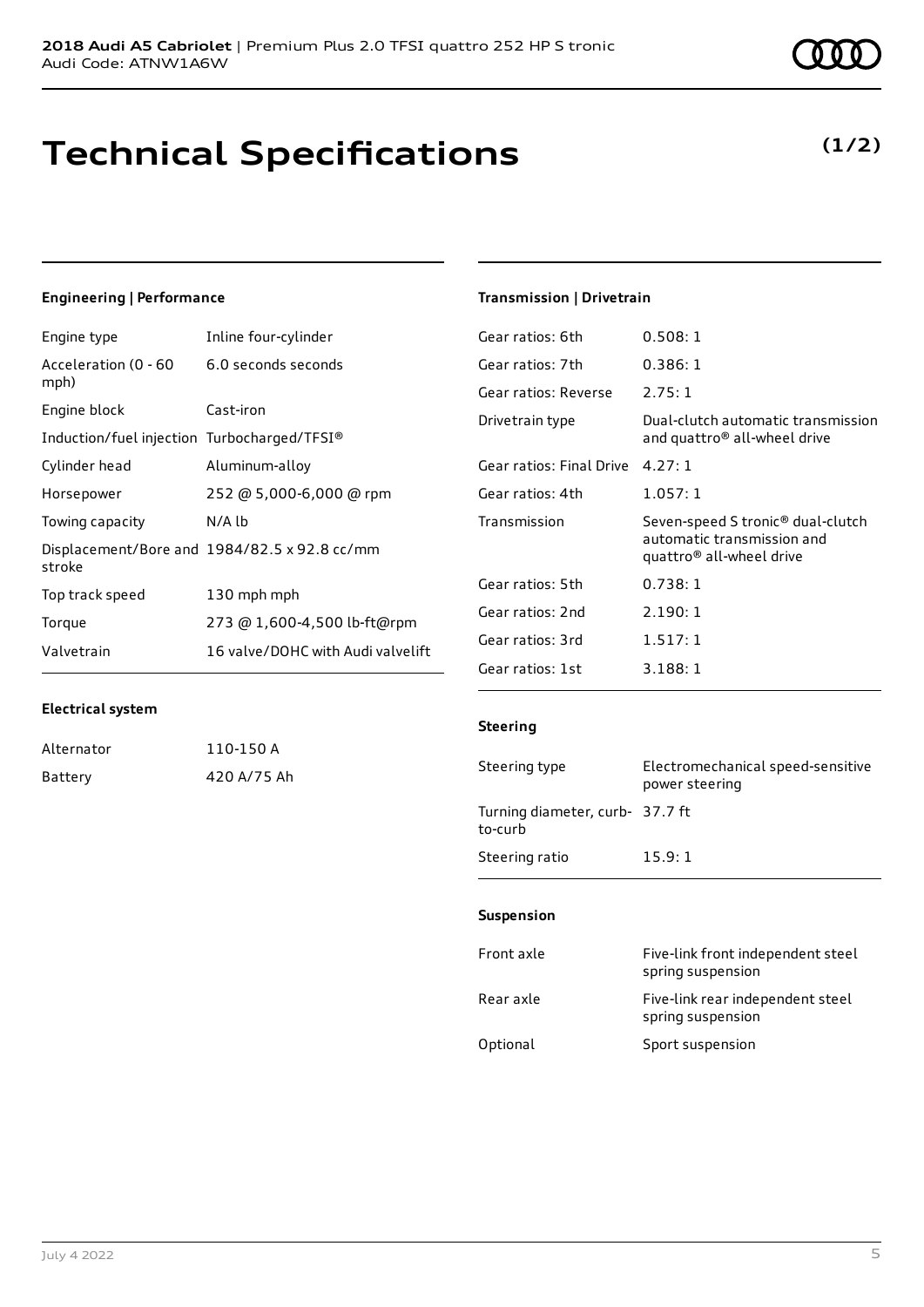# Technical Specifications

**(1/2)**

### Engineering | Performance

| | |
|---|---|
| Engine type | Inline four-cylinder |
| Acceleration (0 - 60 mph) | 6.0 seconds seconds |
| Engine block | Cast-iron |
| Induction/fuel injection | Turbocharged/TFSI® |
| Cylinder head | Aluminum-alloy |
| Horsepower | 252 @ 5,000-6,000 @ rpm |
| Towing capacity | N/A lb |
| Displacement/Bore and stroke | 1984/82.5 x 92.8 cc/mm |
| Top track speed | 130 mph mph |
| Torque | 273 @ 1,600-4,500 lb-ft@rpm |
| Valvetrain | 16 valve/DOHC with Audi valvelift |

### Electrical system

| | |
|---|---|
| Alternator | 110-150 A |
| Battery | 420 A/75 Ah |

### Transmission | Drivetrain

| | |
|---|---|
| Gear ratios: 6th | 0.508: 1 |
| Gear ratios: 7th | 0.386: 1 |
| Gear ratios: Reverse | 2.75: 1 |
| Drivetrain type | Dual-clutch automatic transmission and quattro® all-wheel drive |
| Gear ratios: Final Drive | 4.27: 1 |
| Gear ratios: 4th | 1.057: 1 |
| Transmission | Seven-speed S tronic® dual-clutch automatic transmission and quattro® all-wheel drive |
| Gear ratios: 5th | 0.738: 1 |
| Gear ratios: 2nd | 2.190: 1 |
| Gear ratios: 3rd | 1.517: 1 |
| Gear ratios: 1st | 3.188: 1 |

### Steering

| | |
|---|---|
| Steering type | Electromechanical speed-sensitive power steering |
| Turning diameter, curb-to-curb | 37.7 ft |
| Steering ratio | 15.9: 1 |

### Suspension

| | |
|---|---|
| Front axle | Five-link front independent steel spring suspension |
| Rear axle | Five-link rear independent steel spring suspension |
| Optional | Sport suspension |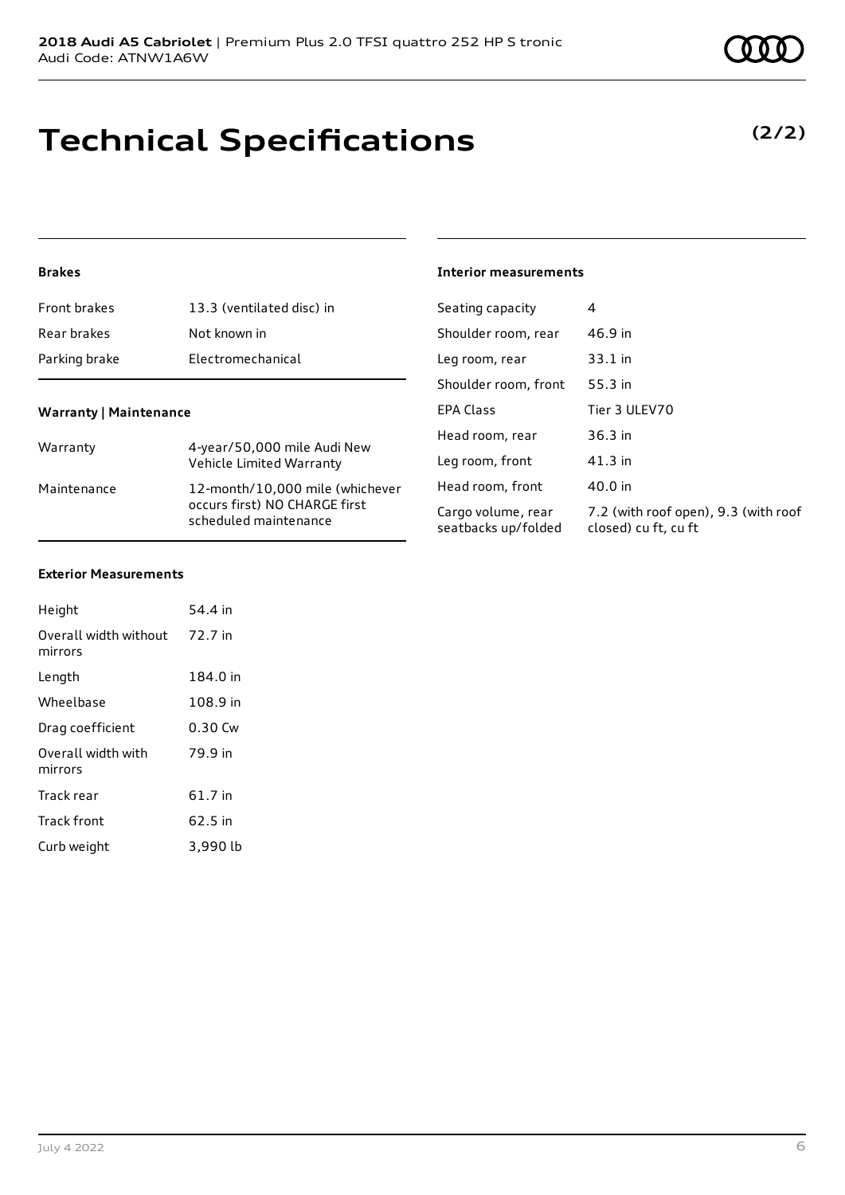# Technical Specifications

**(2/2)**

### Brakes

| | |
|---|---|
| Front brakes | 13.3 (ventilated disc) in |
| Rear brakes | Not known in |
| Parking brake | Electromechanical |

### Warranty | Maintenance

| | |
|---|---|
| Warranty | 4-year/50,000 mile Audi New Vehicle Limited Warranty |
| Maintenance | 12-month/10,000 mile (whichever occurs first) NO CHARGE first scheduled maintenance |

### Exterior Measurements

| | |
|---|---|
| Height | 54.4 in |
| Overall width without mirrors | 72.7 in |
| Length | 184.0 in |
| Wheelbase | 108.9 in |
| Drag coefficient | 0.30 Cw |
| Overall width with mirrors | 79.9 in |
| Track rear | 61.7 in |
| Track front | 62.5 in |
| Curb weight | 3,990 lb |

### Interior measurements

| | |
|---|---|
| Seating capacity | 4 |
| Shoulder room, rear | 46.9 in |
| Leg room, rear | 33.1 in |
| Shoulder room, front | 55.3 in |
| EPA Class | Tier 3 ULEV70 |
| Head room, rear | 36.3 in |
| Leg room, front | 41.3 in |
| Head room, front | 40.0 in |
| Cargo volume, rear seatbacks up/folded | 7.2 (with roof open), 9.3 (with roof closed) cu ft, cu ft |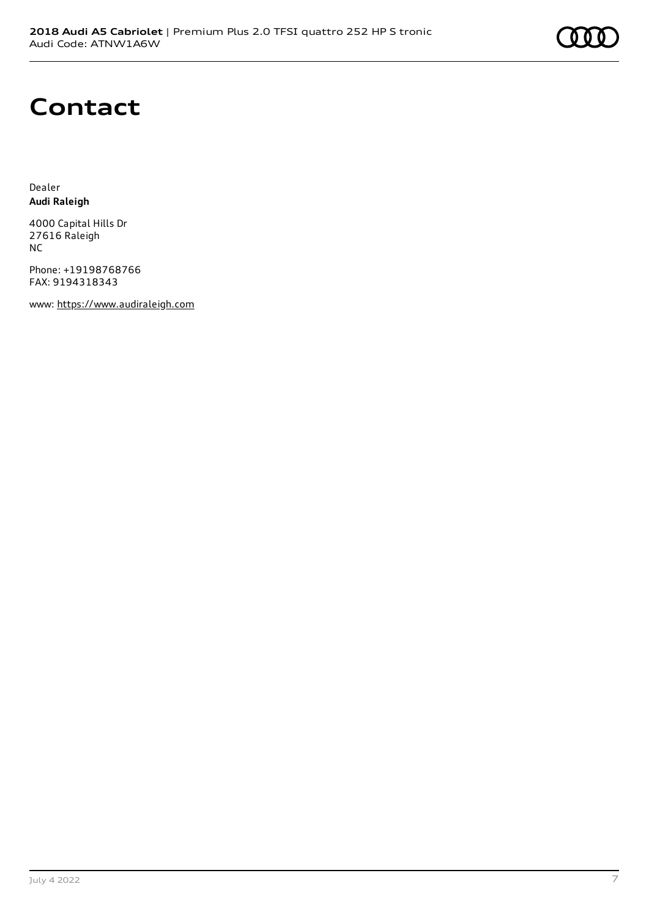# Contact

Dealer
**Audi Raleigh**

4000 Capital Hills Dr
27616 Raleigh
NC

Phone: +19198768766
FAX: 9194318343

www: https://www.audiraleigh.com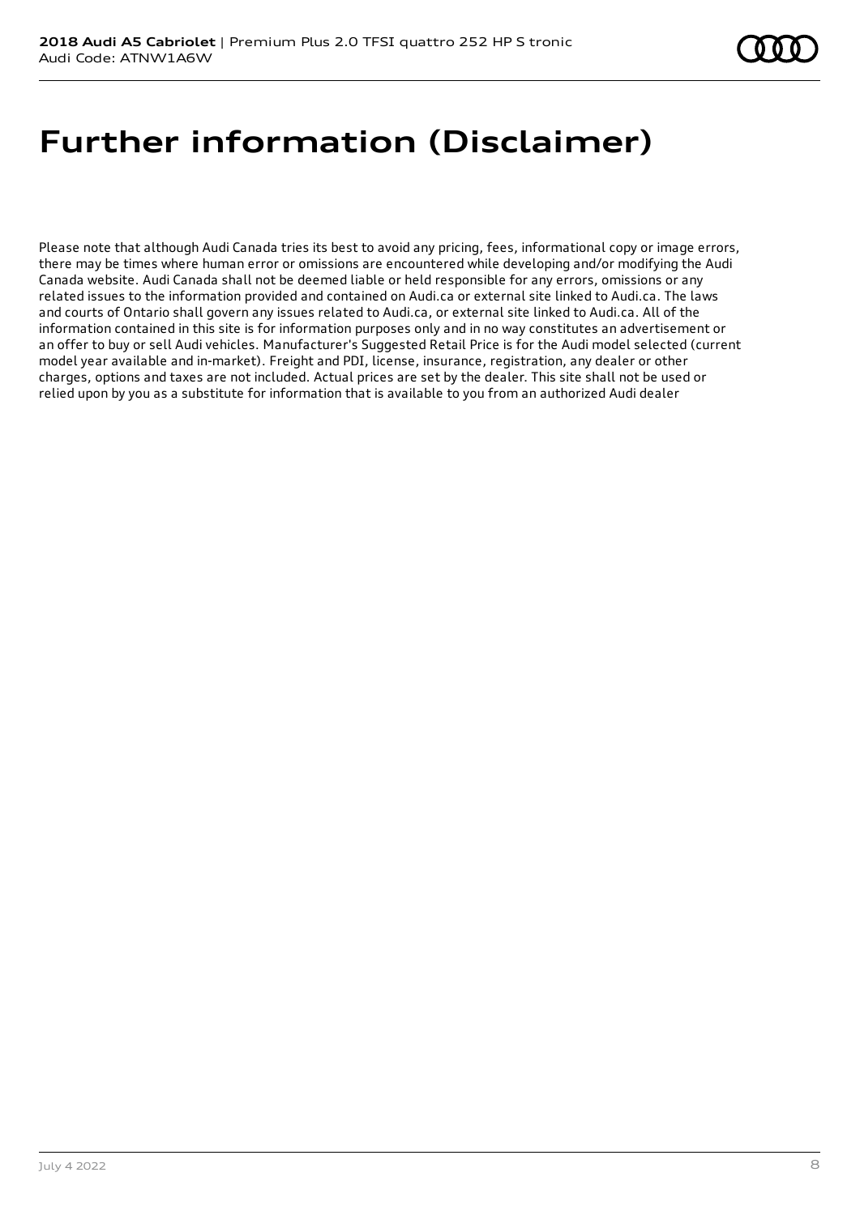# Further information (Disclaimer)

Please note that although Audi Canada tries its best to avoid any pricing, fees, informational copy or image errors, there may be times where human error or omissions are encountered while developing and/or modifying the Audi Canada website. Audi Canada shall not be deemed liable or held responsible for any errors, omissions or any related issues to the information provided and contained on Audi.ca or external site linked to Audi.ca. The laws and courts of Ontario shall govern any issues related to Audi.ca, or external site linked to Audi.ca. All of the information contained in this site is for information purposes only and in no way constitutes an advertisement or an offer to buy or sell Audi vehicles. Manufacturer's Suggested Retail Price is for the Audi model selected (current model year available and in-market). Freight and PDI, license, insurance, registration, any dealer or other charges, options and taxes are not included. Actual prices are set by the dealer. This site shall not be used or relied upon by you as a substitute for information that is available to you from an authorized Audi dealer